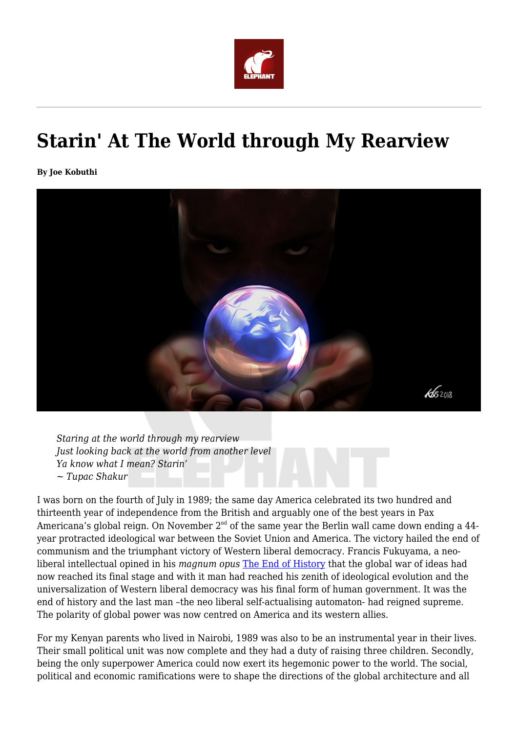# Starin' At The World through My Rearview

**By Joe Kobuthi**

> *Staring at the world through my rearview*
> *Just looking back at the world from another level*
> *Ya know what I mean? Starin'*
> *~ Tupac Shakur*

I was born on the fourth of July in 1989; the same day America celebrated its two hundred and thirteenth year of independence from the British and arguably one of the best years in Pax Americana's global reign. On November 2nd of the same year the Berlin wall came down ending a 44-year protracted ideological war between the Soviet Union and America. The victory hailed the end of communism and the triumphant victory of Western liberal democracy. Francis Fukuyama, a neo-liberal intellectual opined in his *magnum opus* The End of History that the global war of ideas had now reached its final stage and with it man had reached his zenith of ideological evolution and the universalization of Western liberal democracy was his final form of human government. It was the end of history and the last man –the neo liberal self-actualising automaton- had reigned supreme. The polarity of global power was now centred on America and its western allies.

For my Kenyan parents who lived in Nairobi, 1989 was also to be an instrumental year in their lives. Their small political unit was now complete and they had a duty of raising three children. Secondly, being the only superpower America could now exert its hegemonic power to the world. The social, political and economic ramifications were to shape the directions of the global architecture and all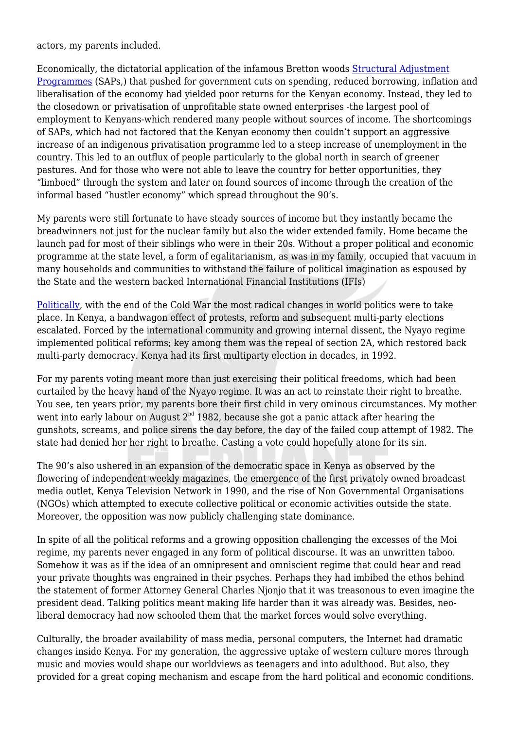actors, my parents included.

Economically, the dictatorial application of the infamous Bretton woods Structural Adjustment Programmes (SAPs,) that pushed for government cuts on spending, reduced borrowing, inflation and liberalisation of the economy had yielded poor returns for the Kenyan economy. Instead, they led to the closedown or privatisation of unprofitable state owned enterprises -the largest pool of employment to Kenyans-which rendered many people without sources of income. The shortcomings of SAPs, which had not factored that the Kenyan economy then couldn't support an aggressive increase of an indigenous privatisation programme led to a steep increase of unemployment in the country. This led to an outflux of people particularly to the global north in search of greener pastures. And for those who were not able to leave the country for better opportunities, they "limboed" through the system and later on found sources of income through the creation of the informal based "hustler economy" which spread throughout the 90's.

My parents were still fortunate to have steady sources of income but they instantly became the breadwinners not just for the nuclear family but also the wider extended family. Home became the launch pad for most of their siblings who were in their 20s. Without a proper political and economic programme at the state level, a form of egalitarianism, as was in my family, occupied that vacuum in many households and communities to withstand the failure of political imagination as espoused by the State and the western backed International Financial Institutions (IFIs)

Politically, with the end of the Cold War the most radical changes in world politics were to take place. In Kenya, a bandwagon effect of protests, reform and subsequent multi-party elections escalated. Forced by the international community and growing internal dissent, the Nyayo regime implemented political reforms; key among them was the repeal of section 2A, which restored back multi-party democracy. Kenya had its first multiparty election in decades, in 1992.

For my parents voting meant more than just exercising their political freedoms, which had been curtailed by the heavy hand of the Nyayo regime. It was an act to reinstate their right to breathe. You see, ten years prior, my parents bore their first child in very ominous circumstances. My mother went into early labour on August 2nd 1982, because she got a panic attack after hearing the gunshots, screams, and police sirens the day before, the day of the failed coup attempt of 1982. The state had denied her her right to breathe. Casting a vote could hopefully atone for its sin.

The 90's also ushered in an expansion of the democratic space in Kenya as observed by the flowering of independent weekly magazines, the emergence of the first privately owned broadcast media outlet, Kenya Television Network in 1990, and the rise of Non Governmental Organisations (NGOs) which attempted to execute collective political or economic activities outside the state. Moreover, the opposition was now publicly challenging state dominance.

In spite of all the political reforms and a growing opposition challenging the excesses of the Moi regime, my parents never engaged in any form of political discourse. It was an unwritten taboo. Somehow it was as if the idea of an omnipresent and omniscient regime that could hear and read your private thoughts was engrained in their psyches. Perhaps they had imbibed the ethos behind the statement of former Attorney General Charles Njonjo that it was treasonous to even imagine the president dead. Talking politics meant making life harder than it was already was. Besides, neo-liberal democracy had now schooled them that the market forces would solve everything.

Culturally, the broader availability of mass media, personal computers, the Internet had dramatic changes inside Kenya. For my generation, the aggressive uptake of western culture mores through music and movies would shape our worldviews as teenagers and into adulthood. But also, they provided for a great coping mechanism and escape from the hard political and economic conditions.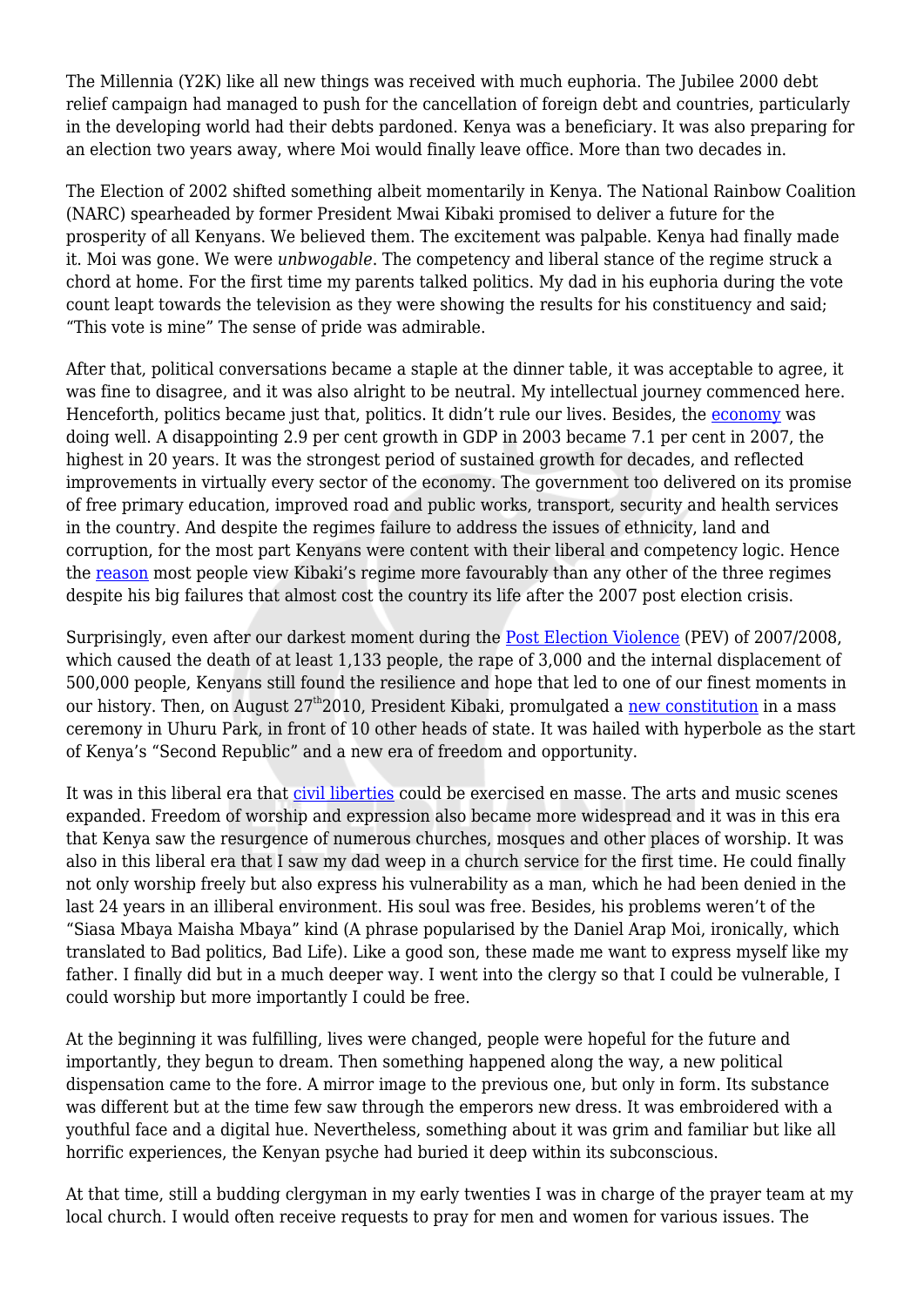The Millennia (Y2K) like all new things was received with much euphoria. The Jubilee 2000 debt relief campaign had managed to push for the cancellation of foreign debt and countries, particularly in the developing world had their debts pardoned. Kenya was a beneficiary. It was also preparing for an election two years away, where Moi would finally leave office. More than two decades in.

The Election of 2002 shifted something albeit momentarily in Kenya. The National Rainbow Coalition (NARC) spearheaded by former President Mwai Kibaki promised to deliver a future for the prosperity of all Kenyans. We believed them. The excitement was palpable. Kenya had finally made it. Moi was gone. We were *unbwogable*. The competency and liberal stance of the regime struck a chord at home. For the first time my parents talked politics. My dad in his euphoria during the vote count leapt towards the television as they were showing the results for his constituency and said; "This vote is mine" The sense of pride was admirable.

After that, political conversations became a staple at the dinner table, it was acceptable to agree, it was fine to disagree, and it was also alright to be neutral. My intellectual journey commenced here. Henceforth, politics became just that, politics. It didn't rule our lives. Besides, the economy was doing well. A disappointing 2.9 per cent growth in GDP in 2003 became 7.1 per cent in 2007, the highest in 20 years. It was the strongest period of sustained growth for decades, and reflected improvements in virtually every sector of the economy. The government too delivered on its promise of free primary education, improved road and public works, transport, security and health services in the country. And despite the regimes failure to address the issues of ethnicity, land and corruption, for the most part Kenyans were content with their liberal and competency logic. Hence the reason most people view Kibaki's regime more favourably than any other of the three regimes despite his big failures that almost cost the country its life after the 2007 post election crisis.

Surprisingly, even after our darkest moment during the Post Election Violence (PEV) of 2007/2008, which caused the death of at least 1,133 people, the rape of 3,000 and the internal displacement of 500,000 people, Kenyans still found the resilience and hope that led to one of our finest moments in our history. Then, on August 27th 2010, President Kibaki, promulgated a new constitution in a mass ceremony in Uhuru Park, in front of 10 other heads of state. It was hailed with hyperbole as the start of Kenya's "Second Republic" and a new era of freedom and opportunity.

It was in this liberal era that civil liberties could be exercised en masse. The arts and music scenes expanded. Freedom of worship and expression also became more widespread and it was in this era that Kenya saw the resurgence of numerous churches, mosques and other places of worship. It was also in this liberal era that I saw my dad weep in a church service for the first time. He could finally not only worship freely but also express his vulnerability as a man, which he had been denied in the last 24 years in an illiberal environment. His soul was free. Besides, his problems weren't of the "Siasa Mbaya Maisha Mbaya" kind (A phrase popularised by the Daniel Arap Moi, ironically, which translated to Bad politics, Bad Life). Like a good son, these made me want to express myself like my father. I finally did but in a much deeper way. I went into the clergy so that I could be vulnerable, I could worship but more importantly I could be free.

At the beginning it was fulfilling, lives were changed, people were hopeful for the future and importantly, they begun to dream. Then something happened along the way, a new political dispensation came to the fore. A mirror image to the previous one, but only in form. Its substance was different but at the time few saw through the emperors new dress. It was embroidered with a youthful face and a digital hue. Nevertheless, something about it was grim and familiar but like all horrific experiences, the Kenyan psyche had buried it deep within its subconscious.

At that time, still a budding clergyman in my early twenties I was in charge of the prayer team at my local church. I would often receive requests to pray for men and women for various issues. The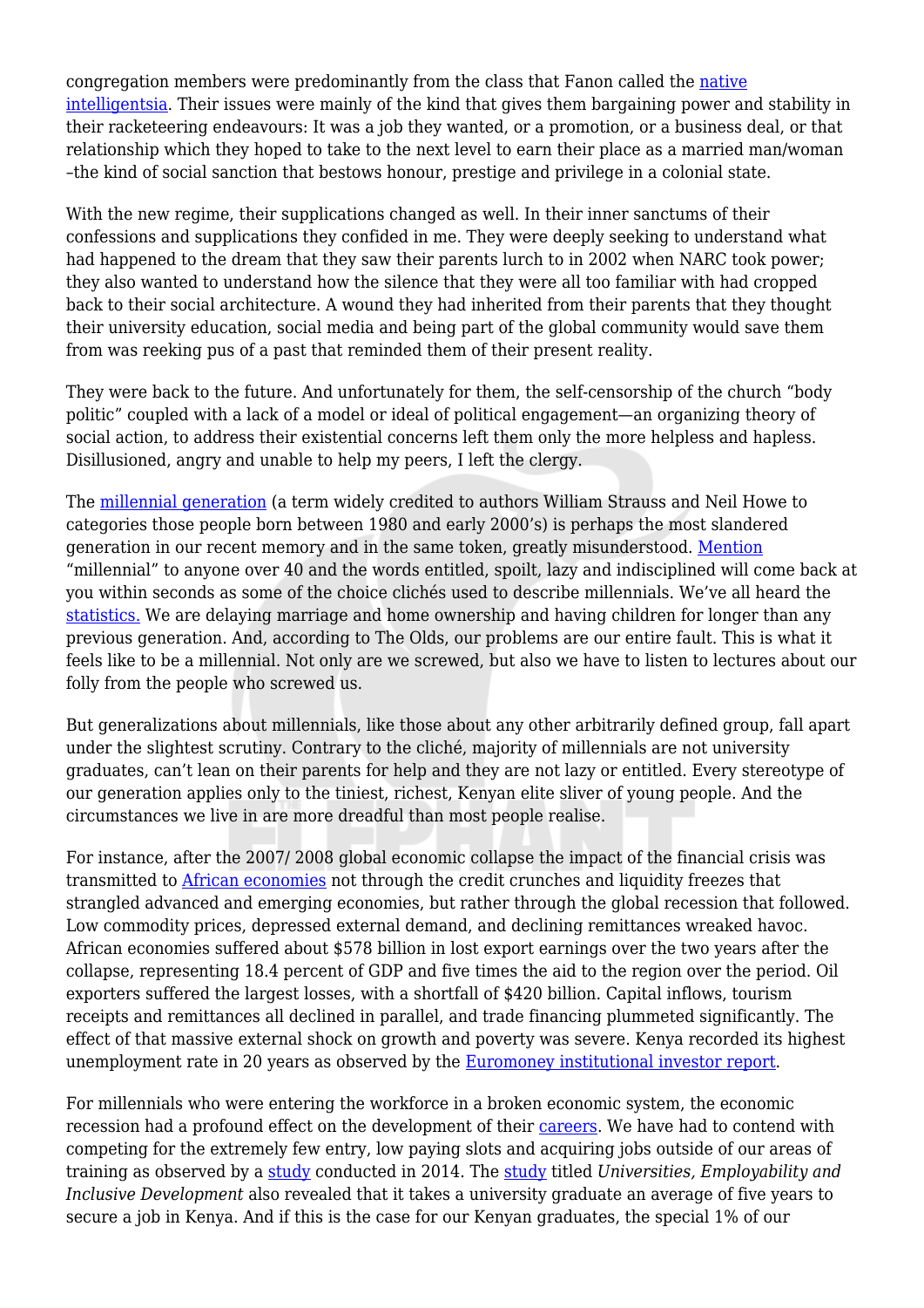congregation members were predominantly from the class that Fanon called the native intelligentsia. Their issues were mainly of the kind that gives them bargaining power and stability in their racketeering endeavours: It was a job they wanted, or a promotion, or a business deal, or that relationship which they hoped to take to the next level to earn their place as a married man/woman –the kind of social sanction that bestows honour, prestige and privilege in a colonial state.

With the new regime, their supplications changed as well. In their inner sanctums of their confessions and supplications they confided in me. They were deeply seeking to understand what had happened to the dream that they saw their parents lurch to in 2002 when NARC took power; they also wanted to understand how the silence that they were all too familiar with had cropped back to their social architecture. A wound they had inherited from their parents that they thought their university education, social media and being part of the global community would save them from was reeking pus of a past that reminded them of their present reality.

They were back to the future. And unfortunately for them, the self-censorship of the church "body politic" coupled with a lack of a model or ideal of political engagement—an organizing theory of social action, to address their existential concerns left them only the more helpless and hapless. Disillusioned, angry and unable to help my peers, I left the clergy.

The millennial generation (a term widely credited to authors William Strauss and Neil Howe to categories those people born between 1980 and early 2000's) is perhaps the most slandered generation in our recent memory and in the same token, greatly misunderstood. Mention "millennial" to anyone over 40 and the words entitled, spoilt, lazy and indisciplined will come back at you within seconds as some of the choice clichés used to describe millennials. We've all heard the statistics. We are delaying marriage and home ownership and having children for longer than any previous generation. And, according to The Olds, our problems are our entire fault. This is what it feels like to be a millennial. Not only are we screwed, but also we have to listen to lectures about our folly from the people who screwed us.

But generalizations about millennials, like those about any other arbitrarily defined group, fall apart under the slightest scrutiny. Contrary to the cliché, majority of millennials are not university graduates, can't lean on their parents for help and they are not lazy or entitled. Every stereotype of our generation applies only to the tiniest, richest, Kenyan elite sliver of young people. And the circumstances we live in are more dreadful than most people realise.

For instance, after the 2007/ 2008 global economic collapse the impact of the financial crisis was transmitted to African economies not through the credit crunches and liquidity freezes that strangled advanced and emerging economies, but rather through the global recession that followed. Low commodity prices, depressed external demand, and declining remittances wreaked havoc. African economies suffered about $578 billion in lost export earnings over the two years after the collapse, representing 18.4 percent of GDP and five times the aid to the region over the period. Oil exporters suffered the largest losses, with a shortfall of $420 billion. Capital inflows, tourism receipts and remittances all declined in parallel, and trade financing plummeted significantly. The effect of that massive external shock on growth and poverty was severe. Kenya recorded its highest unemployment rate in 20 years as observed by the Euromoney institutional investor report.

For millennials who were entering the workforce in a broken economic system, the economic recession had a profound effect on the development of their careers. We have had to contend with competing for the extremely few entry, low paying slots and acquiring jobs outside of our areas of training as observed by a study conducted in 2014. The study titled *Universities, Employability and Inclusive Development* also revealed that it takes a university graduate an average of five years to secure a job in Kenya. And if this is the case for our Kenyan graduates, the special 1% of our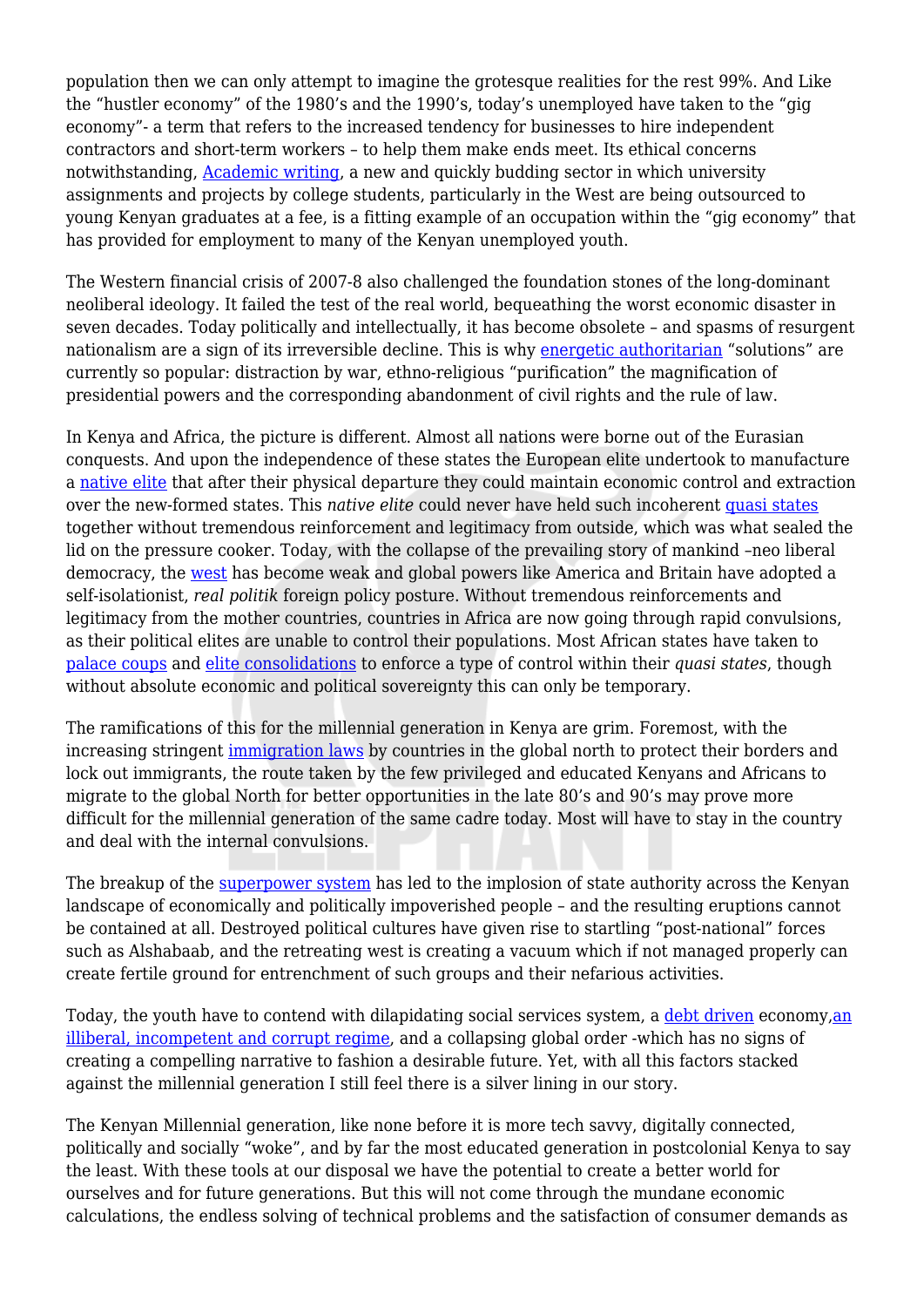population then we can only attempt to imagine the grotesque realities for the rest 99%. And Like the "hustler economy" of the 1980's and the 1990's, today's unemployed have taken to the "gig economy"- a term that refers to the increased tendency for businesses to hire independent contractors and short-term workers – to help them make ends meet. Its ethical concerns notwithstanding, [Academic writing](), a new and quickly budding sector in which university assignments and projects by college students, particularly in the West are being outsourced to young Kenyan graduates at a fee, is a fitting example of an occupation within the "gig economy" that has provided for employment to many of the Kenyan unemployed youth.

The Western financial crisis of 2007-8 also challenged the foundation stones of the long-dominant neoliberal ideology. It failed the test of the real world, bequeathing the worst economic disaster in seven decades. Today politically and intellectually, it has become obsolete – and spasms of resurgent nationalism are a sign of its irreversible decline. This is why [energetic authoritarian]() "solutions" are currently so popular: distraction by war, ethno-religious "purification" the magnification of presidential powers and the corresponding abandonment of civil rights and the rule of law.

In Kenya and Africa, the picture is different. Almost all nations were borne out of the Eurasian conquests. And upon the independence of these states the European elite undertook to manufacture a [native elite]() that after their physical departure they could maintain economic control and extraction over the new-formed states. This *native elite* could never have held such incoherent [quasi states]() together without tremendous reinforcement and legitimacy from outside, which was what sealed the lid on the pressure cooker. Today, with the collapse of the prevailing story of mankind –neo liberal democracy, the [west]() has become weak and global powers like America and Britain have adopted a self-isolationist, *real politik* foreign policy posture. Without tremendous reinforcements and legitimacy from the mother countries, countries in Africa are now going through rapid convulsions, as their political elites are unable to control their populations. Most African states have taken to [palace coups]() and [elite consolidations]() to enforce a type of control within their *quasi states*, though without absolute economic and political sovereignty this can only be temporary.

The ramifications of this for the millennial generation in Kenya are grim. Foremost, with the increasing stringent [immigration laws]() by countries in the global north to protect their borders and lock out immigrants, the route taken by the few privileged and educated Kenyans and Africans to migrate to the global North for better opportunities in the late 80's and 90's may prove more difficult for the millennial generation of the same cadre today. Most will have to stay in the country and deal with the internal convulsions.

The breakup of the [superpower system]() has led to the implosion of state authority across the Kenyan landscape of economically and politically impoverished people – and the resulting eruptions cannot be contained at all. Destroyed political cultures have given rise to startling "post-national" forces such as Alshabaab, and the retreating west is creating a vacuum which if not managed properly can create fertile ground for entrenchment of such groups and their nefarious activities.

Today, the youth have to contend with dilapidating social services system, a [debt driven]() economy,[an illiberal, incompetent and corrupt regime](), and a collapsing global order -which has no signs of creating a compelling narrative to fashion a desirable future. Yet, with all this factors stacked against the millennial generation I still feel there is a silver lining in our story.

The Kenyan Millennial generation, like none before it is more tech savvy, digitally connected, politically and socially "woke", and by far the most educated generation in postcolonial Kenya to say the least. With these tools at our disposal we have the potential to create a better world for ourselves and for future generations. But this will not come through the mundane economic calculations, the endless solving of technical problems and the satisfaction of consumer demands as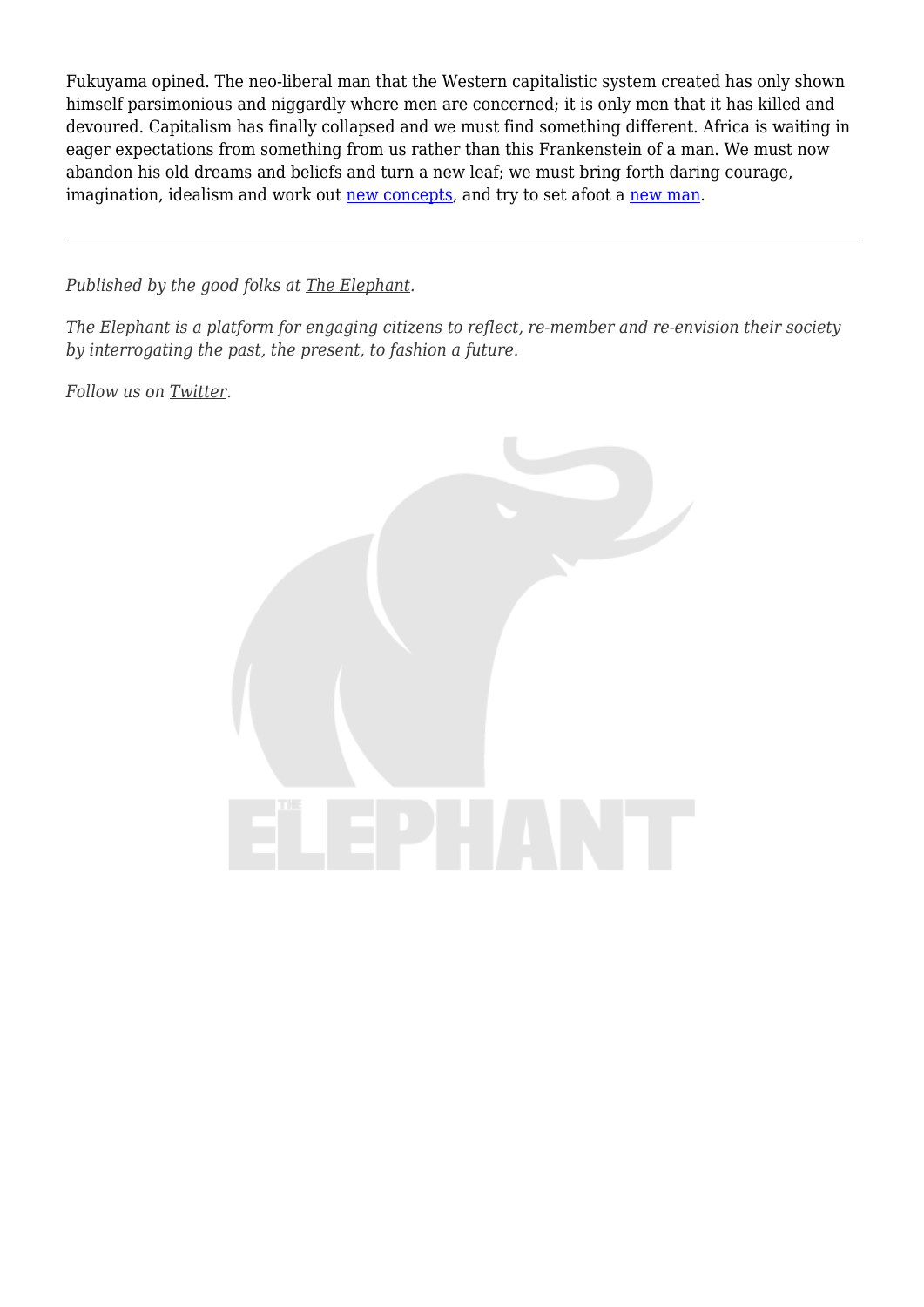Fukuyama opined. The neo-liberal man that the Western capitalistic system created has only shown himself parsimonious and niggardly where men are concerned; it is only men that it has killed and devoured. Capitalism has finally collapsed and we must find something different. Africa is waiting in eager expectations from something from us rather than this Frankenstein of a man. We must now abandon his old dreams and beliefs and turn a new leaf; we must bring forth daring courage, imagination, idealism and work out new concepts, and try to set afoot a new man.

---

*Published by the good folks at The Elephant.*

*The Elephant is a platform for engaging citizens to reflect, re-member and re-envision their society by interrogating the past, the present, to fashion a future.*

*Follow us on Twitter.*